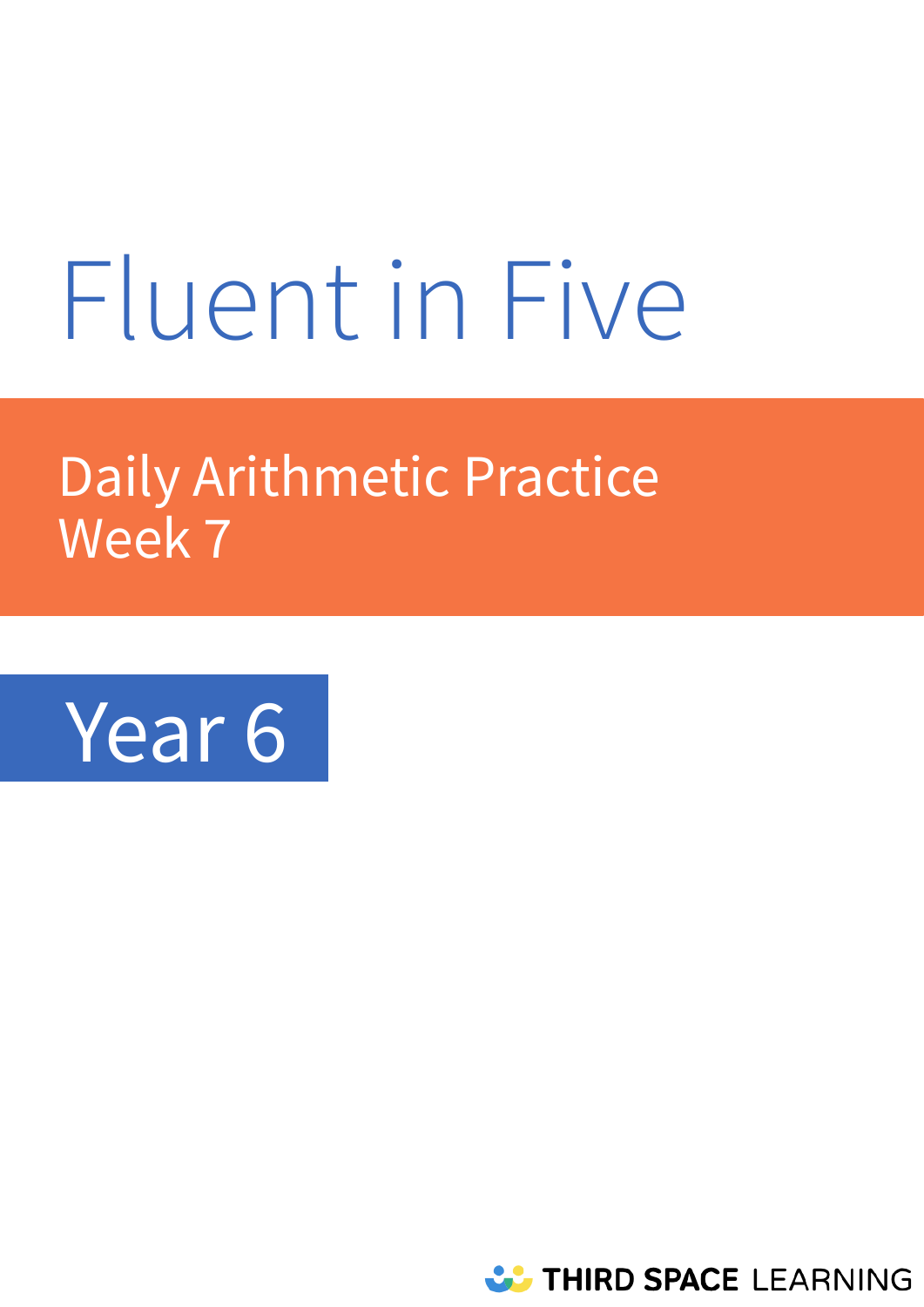# Fluent in Five

## Daily Arithmetic Practice
## Week 7

## Year 6

THIRD SPACE LEARNING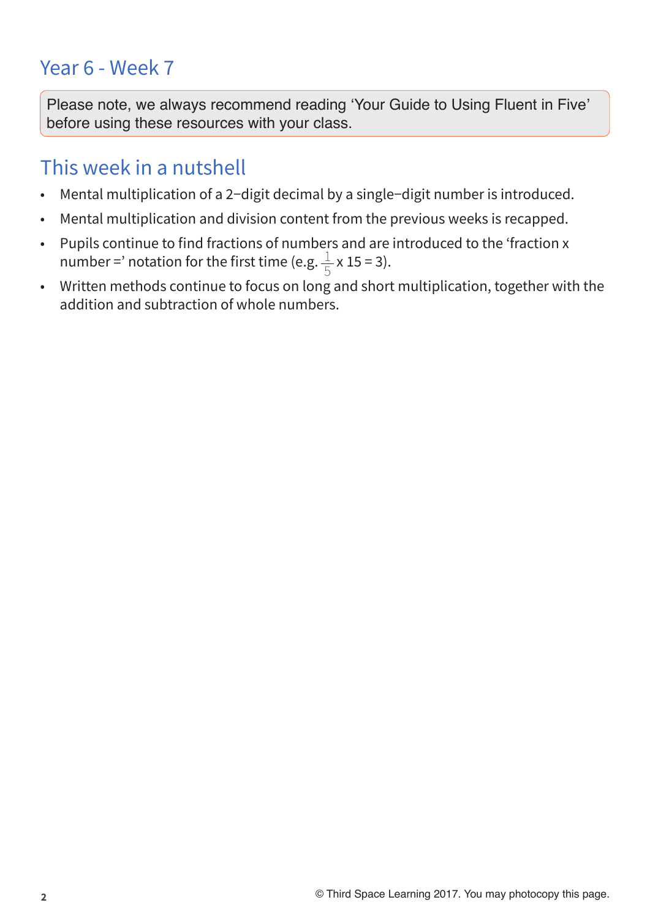## Year 6 - Week 7

Please note, we always recommend reading 'Your Guide to Using Fluent in Five' before using these resources with your class.

## This week in a nutshell

- Mental multiplication of a 2–digit decimal by a single–digit number is introduced.
- Mental multiplication and division content from the previous weeks is recapped.
- Pupils continue to find fractions of numbers and are introduced to the 'fraction x number =' notation for the first time (e.g. $\frac{1}{5}$ x 15 = 3).
- Written methods continue to focus on long and short multiplication, together with the addition and subtraction of whole numbers.

© Third Space Learning 2017. You may photocopy this page.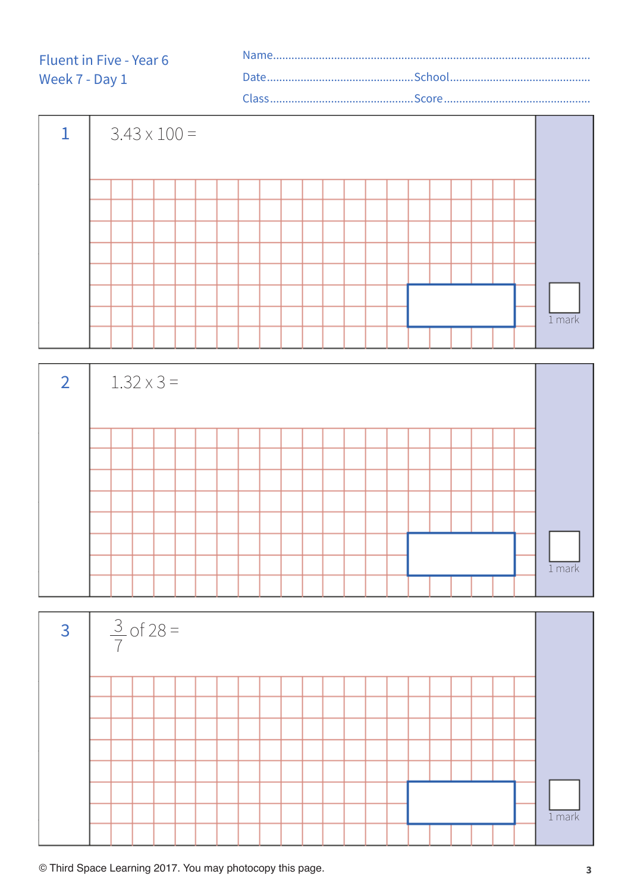Fluent in Five - Year 6
Week 7 - Day 1

Name........................................................................................

Date................................................School..............................................

Class................................................Score..............................................

**1**

$3.43 \times 100 =$

1 mark

**2**

$1.32 \times 3 =$

1 mark

**3**

$\frac{3}{7}$ of $28 =$

1 mark

© Third Space Learning 2017. You may photocopy this page.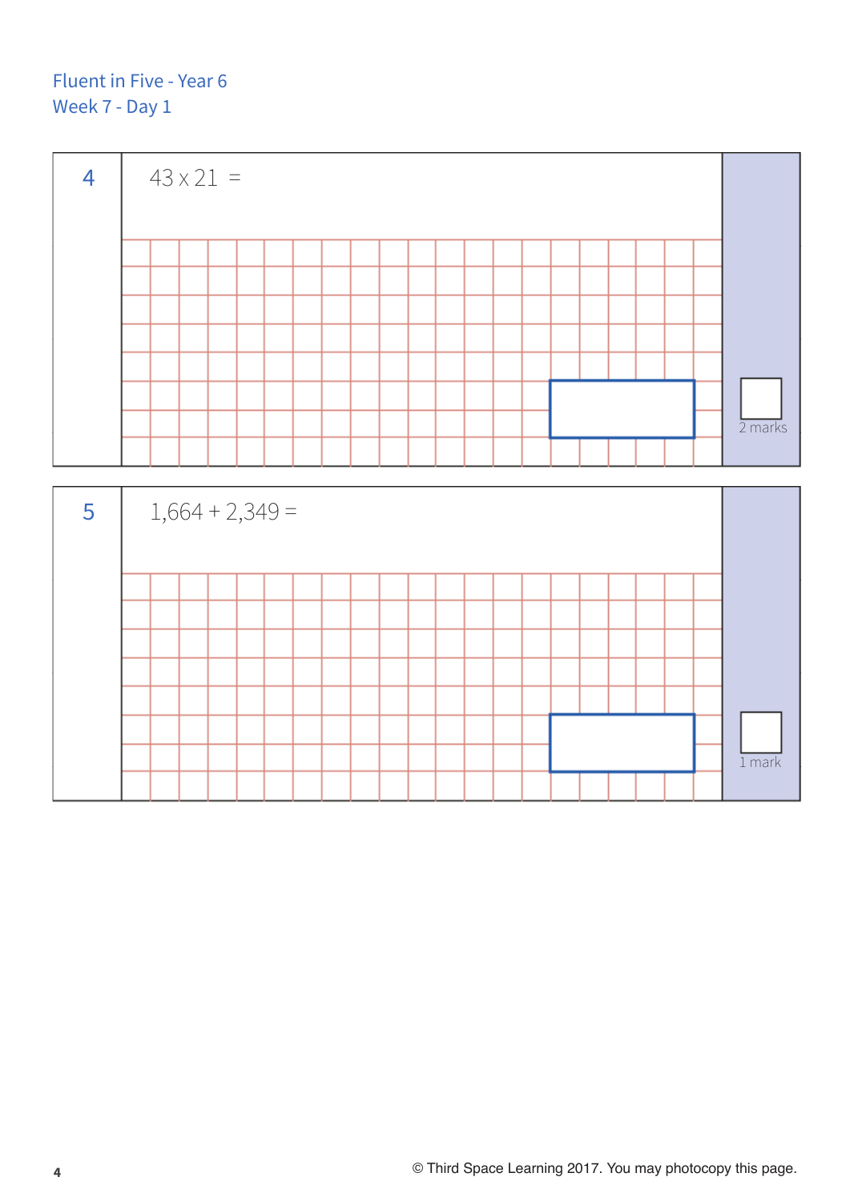Fluent in Five - Year 6
Week 7 - Day 1

**4**

$43 \times 21 =$

2 marks

**5**

$1{,}664 + 2{,}349 =$

1 mark

© Third Space Learning 2017. You may photocopy this page.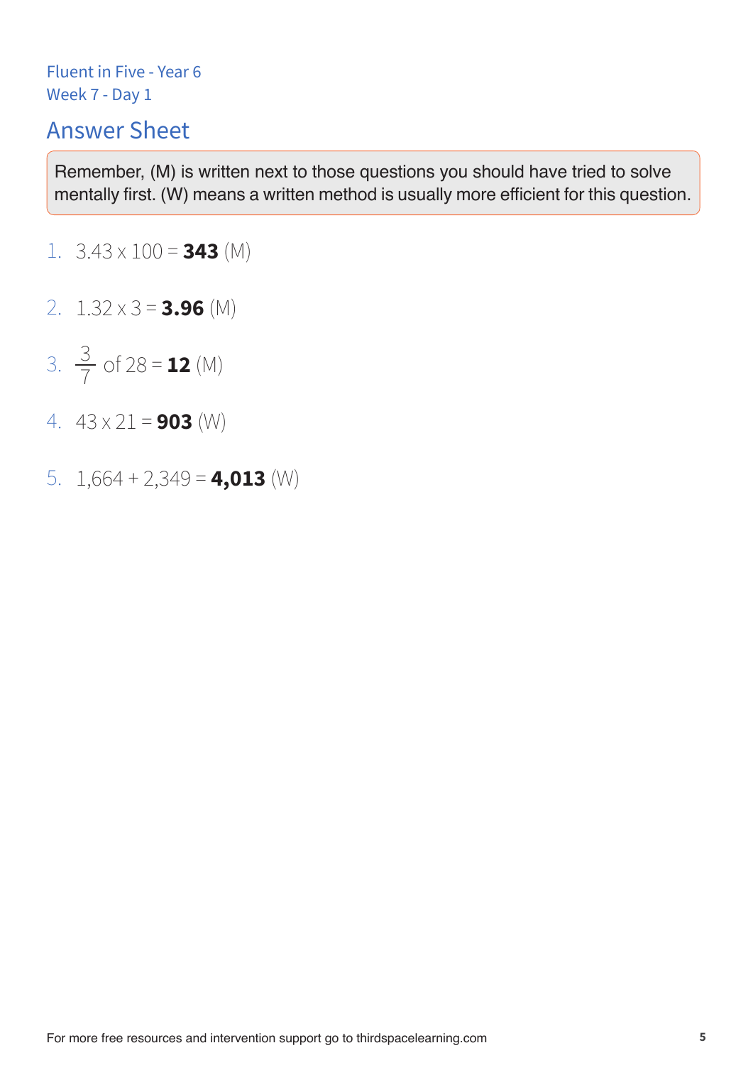Fluent in Five - Year 6
Week 7 - Day 1

## Answer Sheet

Remember, (M) is written next to those questions you should have tried to solve mentally first. (W) means a written method is usually more efficient for this question.

1. $3.43 \times 100 =$ **343** (M)
2. $1.32 \times 3 =$ **3.96** (M)
3. $\frac{3}{7}$ of $28 =$ **12** (M)
4. $43 \times 21 =$ **903** (W)
5. $1{,}664 + 2{,}349 =$ **4,013** (W)

For more free resources and intervention support go to thirdspacelearning.com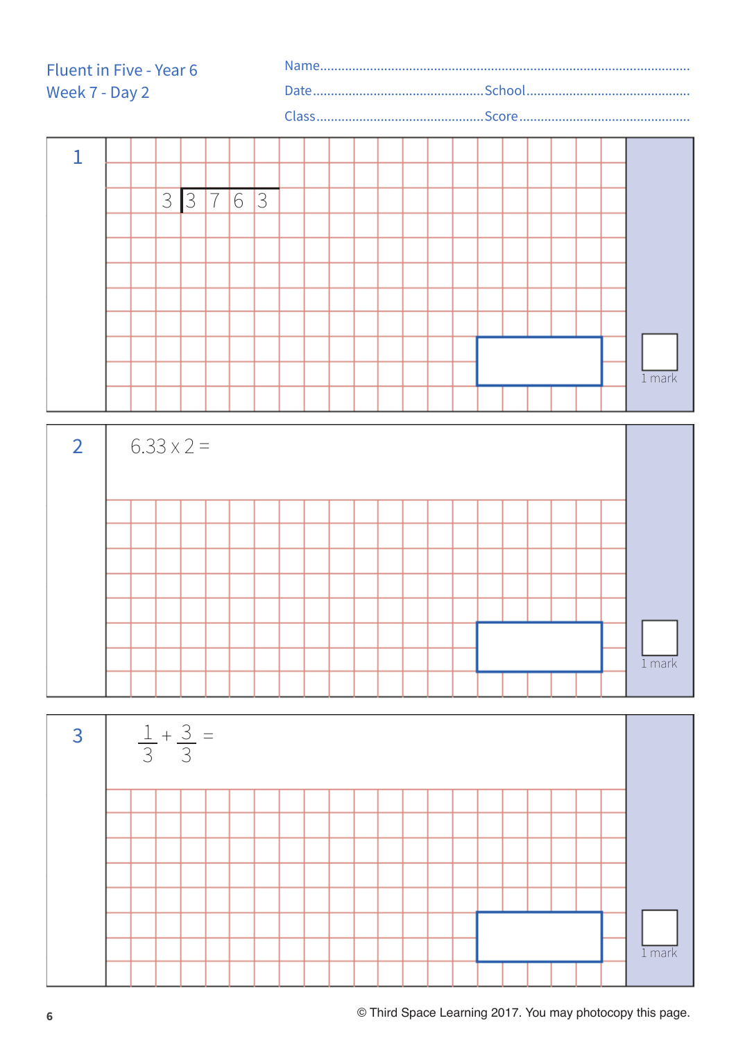Fluent in Five - Year 6
Week 7 - Day 2

Name..........................................................................................................

Date.................................................School.................................................

Class.................................................Score.................................................

**1**

$$3 \overline{)\,3\ 7\ 6\ 3\,}$$

1 mark

**2**

$6.33 \times 2 =$

1 mark

**3**

$\frac{1}{3} + \frac{3}{3} =$

1 mark

© Third Space Learning 2017. You may photocopy this page.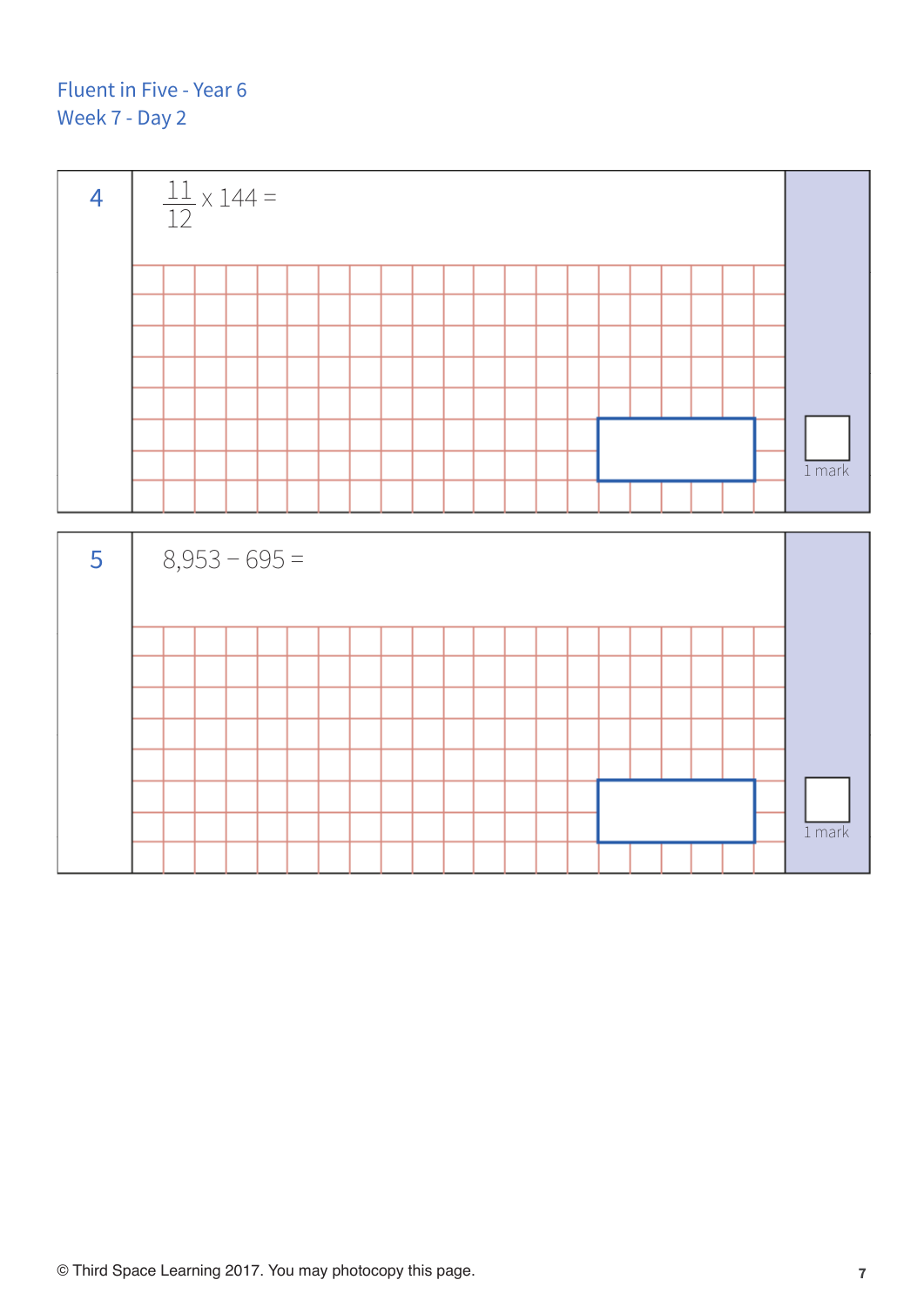Fluent in Five - Year 6
Week 7 - Day 2

**4**

$\frac{11}{12} \times 144 =$

1 mark

**5**

8,953 − 695 =

1 mark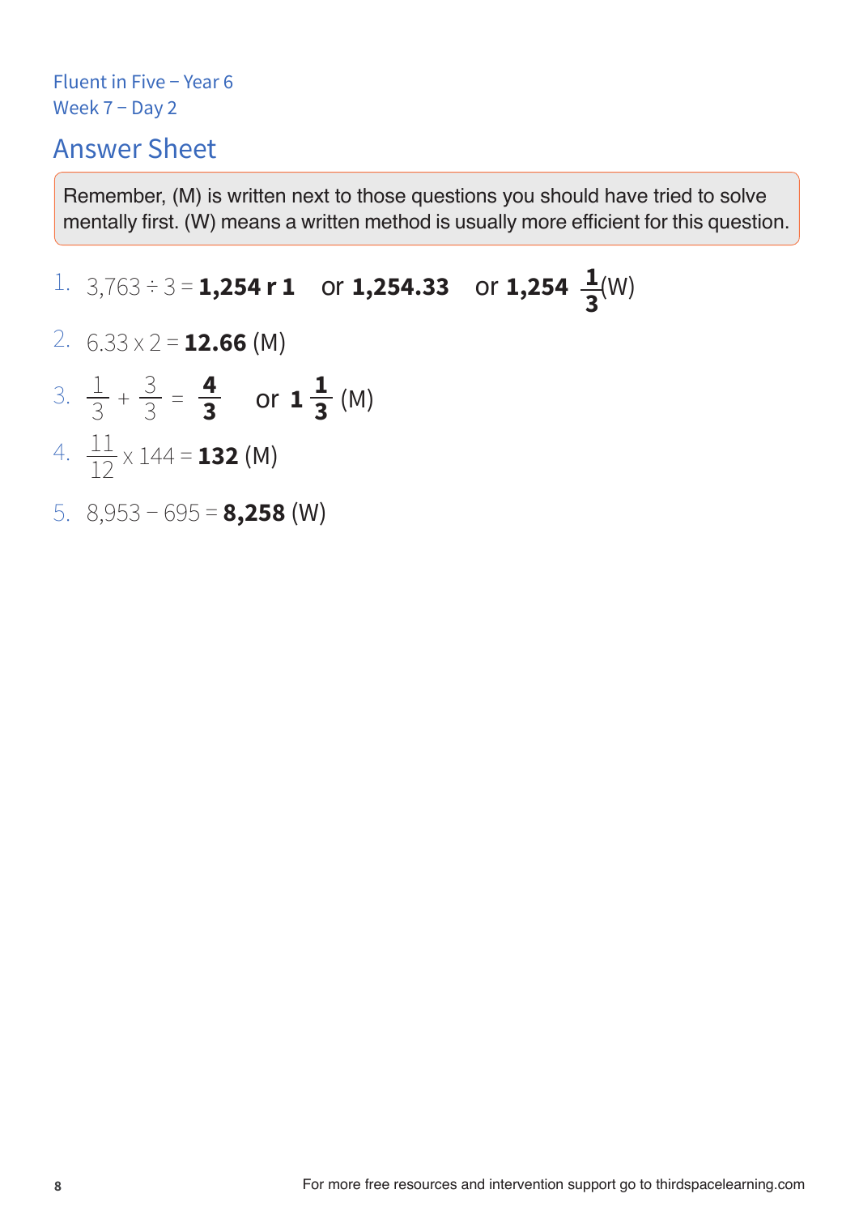Fluent in Five – Year 6
Week 7 – Day 2

## Answer Sheet

Remember, (M) is written next to those questions you should have tried to solve mentally first. (W) means a written method is usually more efficient for this question.

1. $3{,}763 \div 3 =$ **1,254 r 1** or **1,254.33** or **1,254** $\mathbf{\frac{1}{3}}$ (W)
2. $6.33 \times 2 =$ **12.66** (M)
3. $\frac{1}{3} + \frac{3}{3} = \mathbf{\frac{4}{3}}$ or $\mathbf{1\frac{1}{3}}$ (M)
4. $\frac{11}{12} \times 144 =$ **132** (M)
5. $8{,}953 - 695 =$ **8,258** (W)

For more free resources and intervention support go to thirdspacelearning.com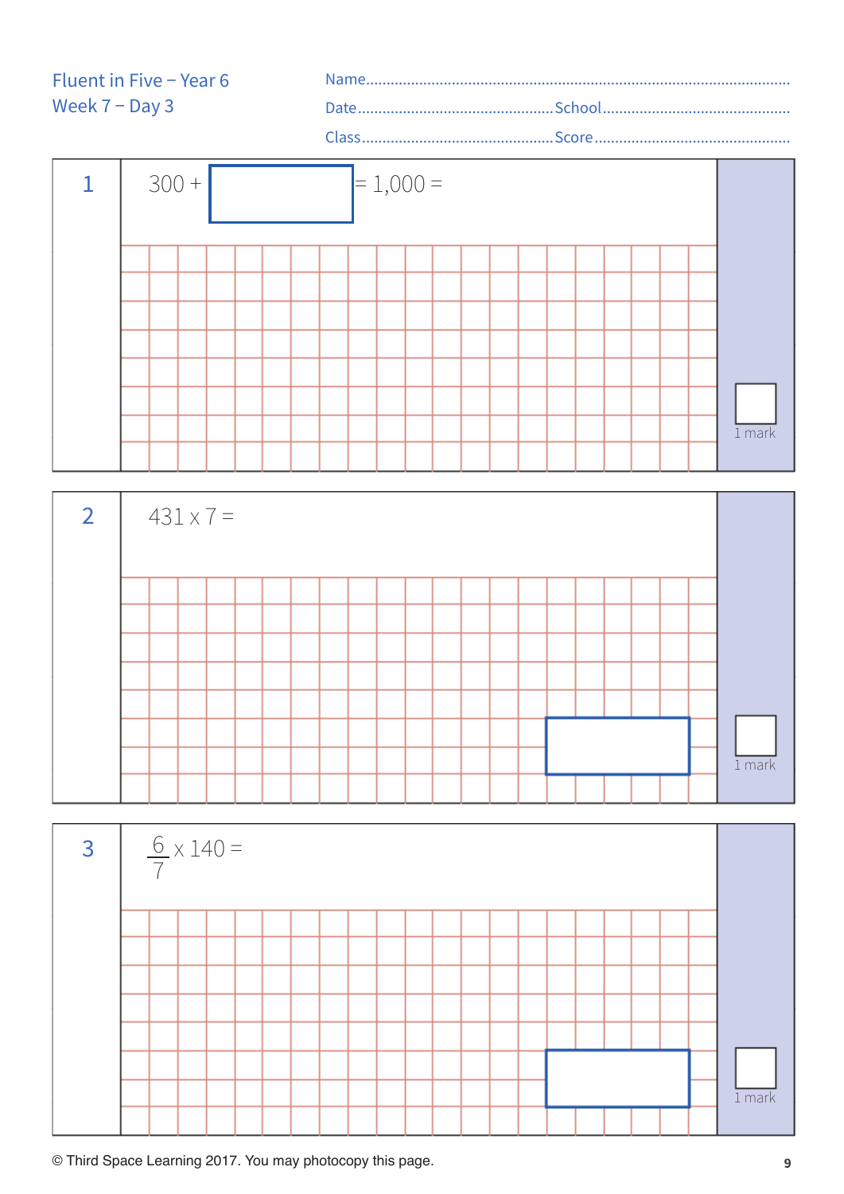Fluent in Five – Year 6
Week 7 – Day 3

Name........................................................................................

Date.............................................. School..............................................

Class.............................................. Score..............................................

**1**

$300 + \square = 1{,}000 =$

1 mark

**2**

$431 \times 7 =$

1 mark

**3**

$\frac{6}{7} \times 140 =$

1 mark

© Third Space Learning 2017. You may photocopy this page.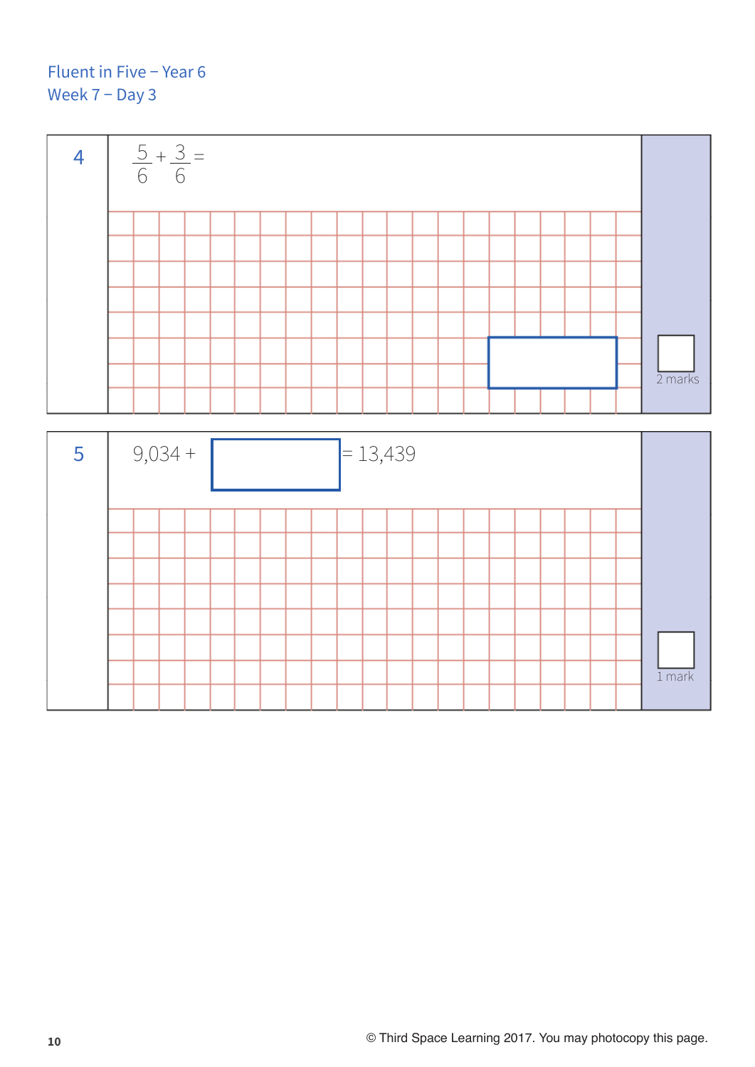Fluent in Five – Year 6
Week 7 – Day 3

**4**

$\frac{5}{6} + \frac{3}{6} =$

2 marks

**5**

9,034 + ☐ = 13,439

1 mark

© Third Space Learning 2017. You may photocopy this page.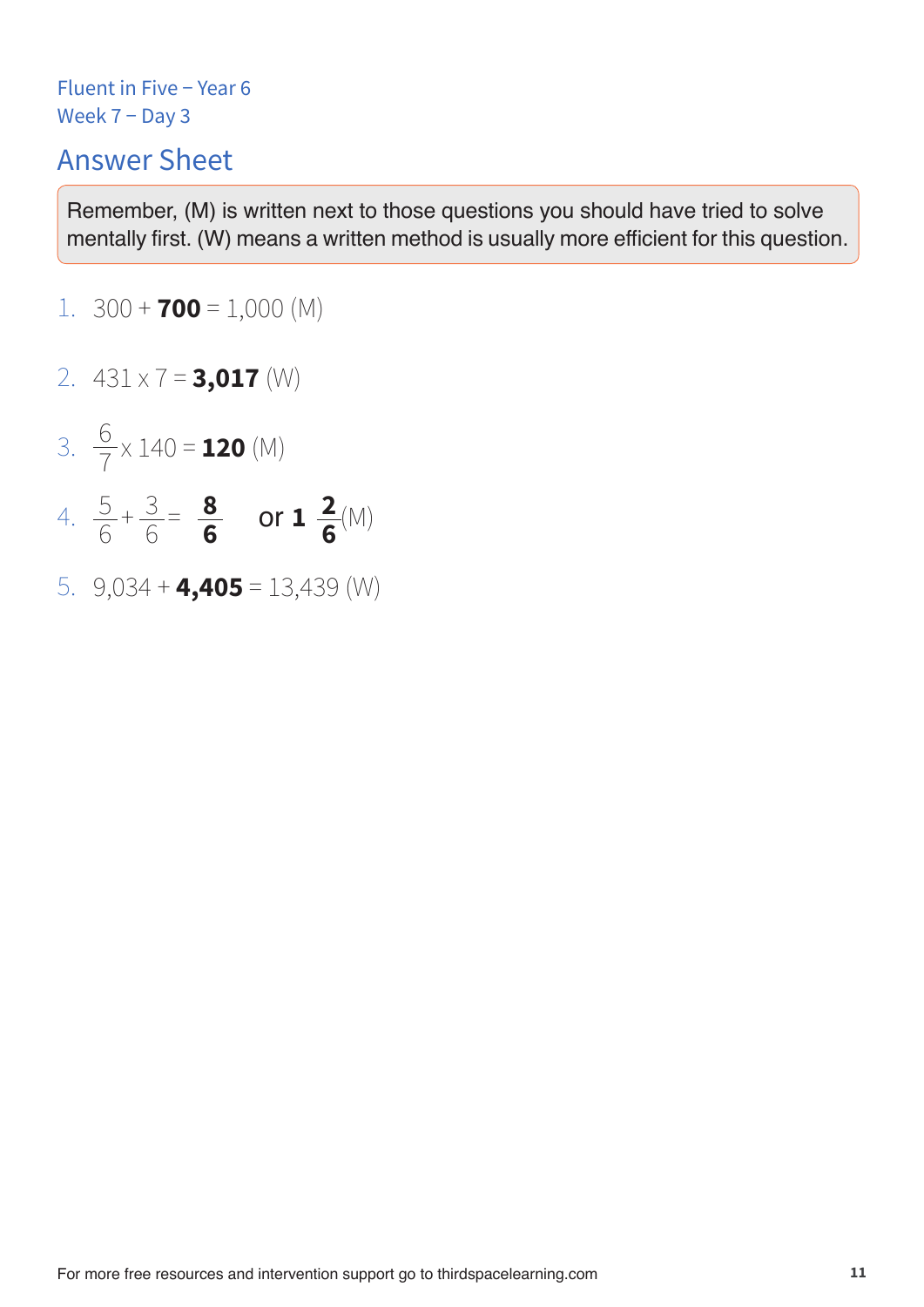Fluent in Five – Year 6
Week 7 – Day 3

## Answer Sheet

Remember, (M) is written next to those questions you should have tried to solve mentally first. (W) means a written method is usually more efficient for this question.

1. 300 + **700** = 1,000 (M)
2. 431 x 7 = **3,017** (W)
3. $\frac{6}{7} \times 140 = \mathbf{120}$ (M)
4. $\frac{5}{6} + \frac{3}{6} = \mathbf{\frac{8}{6}}$ or $\mathbf{1\frac{2}{6}}$ (M)
5. 9,034 + **4,405** = 13,439 (W)

For more free resources and intervention support go to thirdspacelearning.com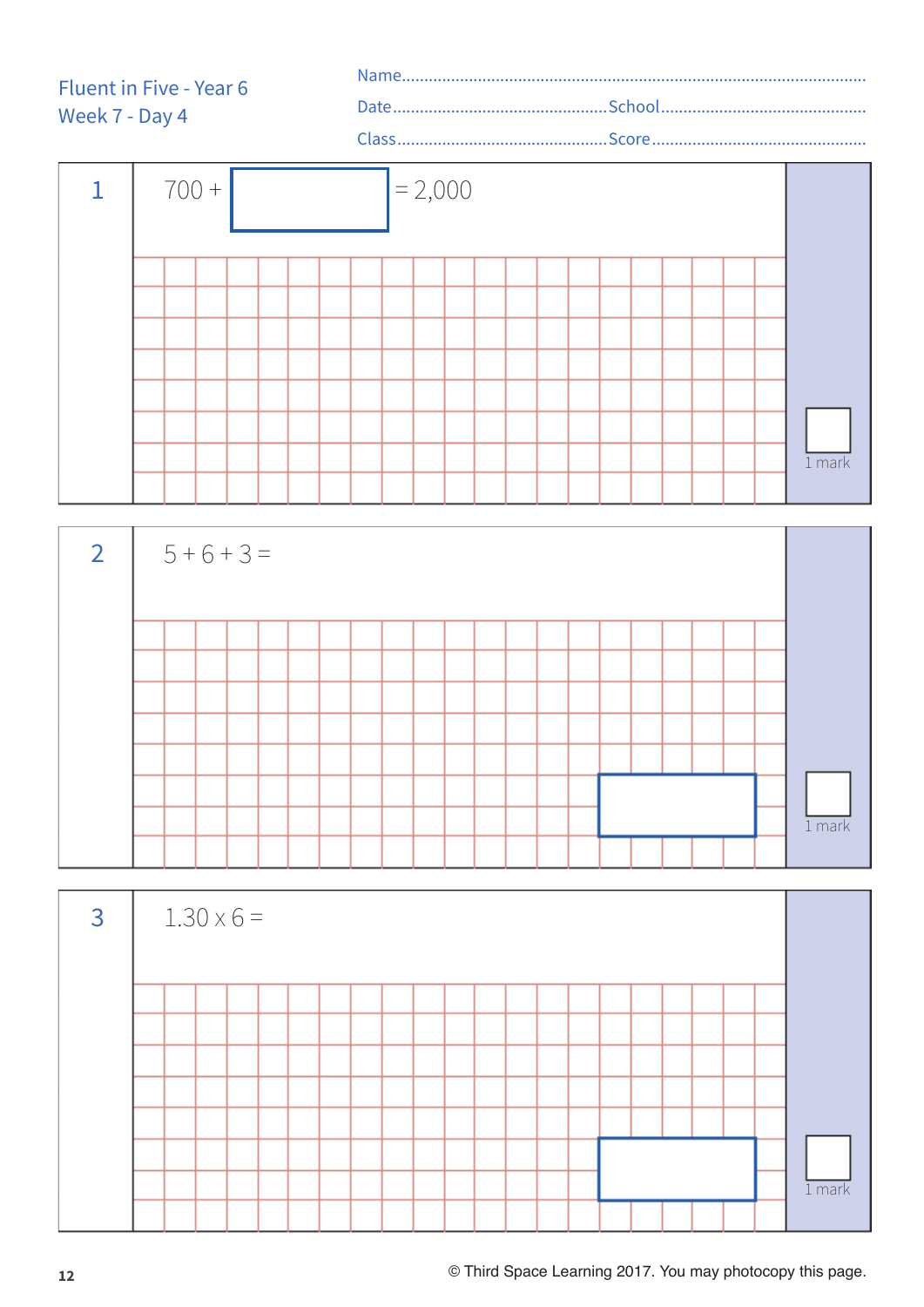Fluent in Five - Year 6
Week 7 - Day 4

Name.................................................................................................

Date.................................................School.................................................

Class...............................................Score.................................................

**1**

$700 + \boxed{\phantom{000}} = 2{,}000$

1 mark

**2**

$5 + 6 + 3 =$

1 mark

**3**

$1.30 \times 6 =$

1 mark

© Third Space Learning 2017. You may photocopy this page.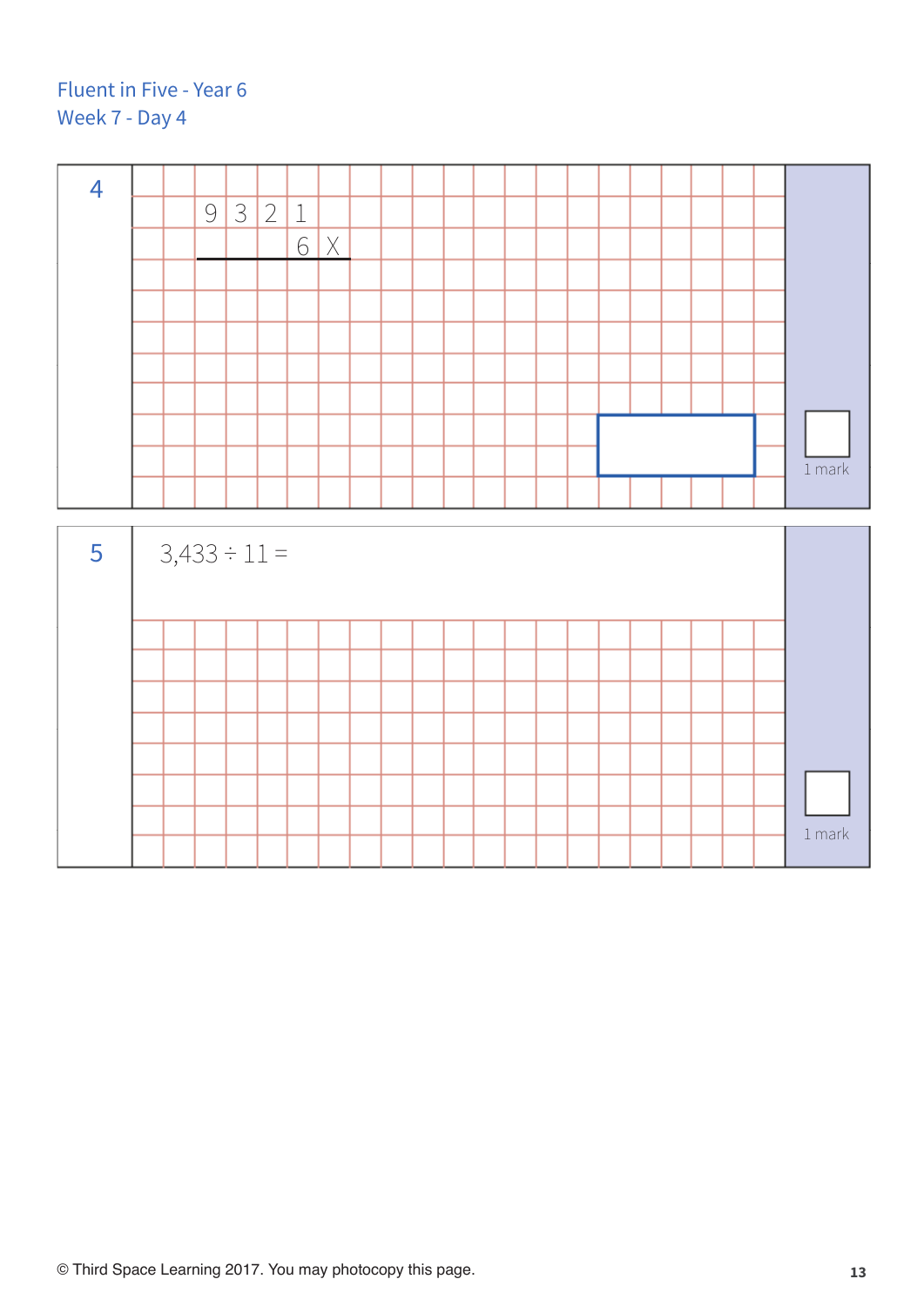Fluent in Five - Year 6

Week 7 - Day 4

**4**

$$
\begin{array}{r}
9321 \\
\times \quad 6 \\
\hline
\end{array}
$$

1 mark

**5**

$3,433 \div 11 =$

1 mark

© Third Space Learning 2017. You may photocopy this page.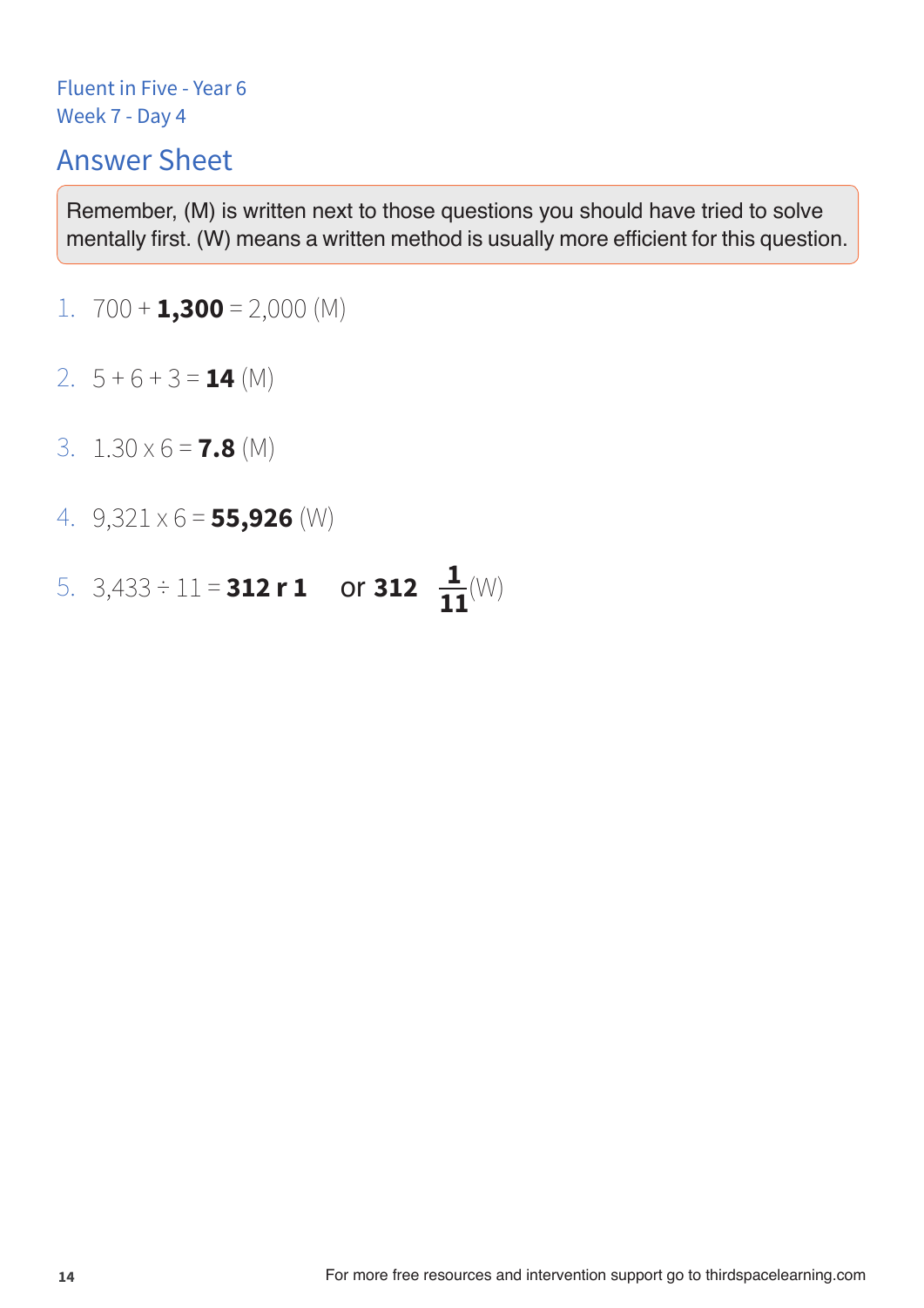Fluent in Five - Year 6
Week 7 - Day 4

## Answer Sheet

Remember, (M) is written next to those questions you should have tried to solve mentally first. (W) means a written method is usually more efficient for this question.

1. 700 + **1,300** = 2,000 (M)
2. 5 + 6 + 3 = **14** (M)
3. 1.30 x 6 = **7.8** (M)
4. 9,321 x 6 = **55,926** (W)
5. 3,433 ÷ 11 = **312 r 1** or **312** $\mathbf{\frac{1}{11}}$ (W)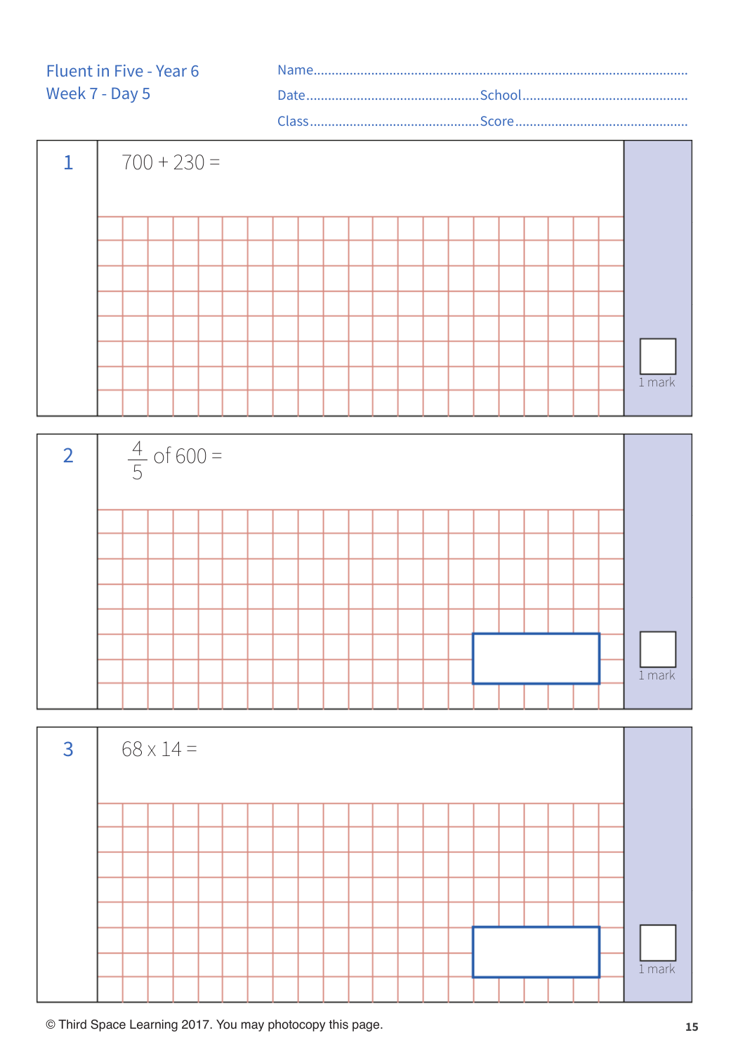Fluent in Five - Year 6
Week 7 - Day 5

Name.........................................................................................................

Date.................................................School.................................................

Class...............................................Score.................................................

**1**

$700 + 230 =$

1 mark

**2**

$\frac{4}{5}$ of $600 =$

1 mark

**3**

$68 \times 14 =$

1 mark

© Third Space Learning 2017. You may photocopy this page.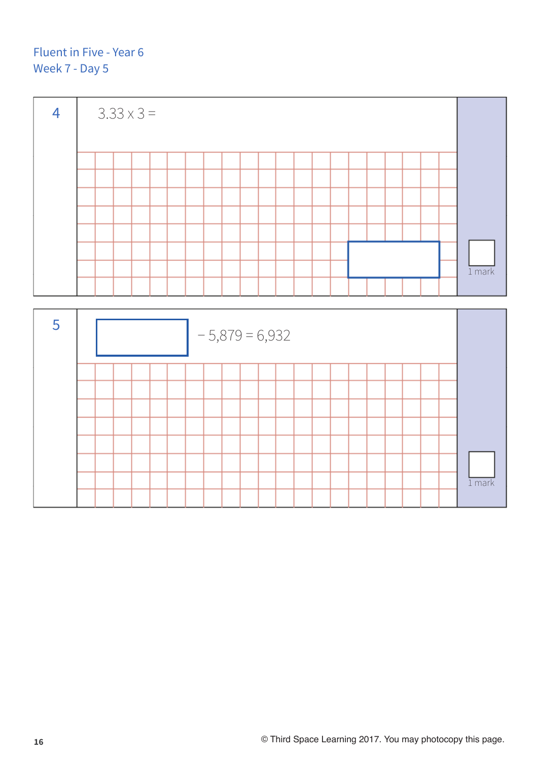Fluent in Five - Year 6
Week 7 - Day 5

**4**

$3.33 \times 3 =$ ☐

1 mark

**5**

☐ $- 5{,}879 = 6{,}932$

1 mark

© Third Space Learning 2017. You may photocopy this page.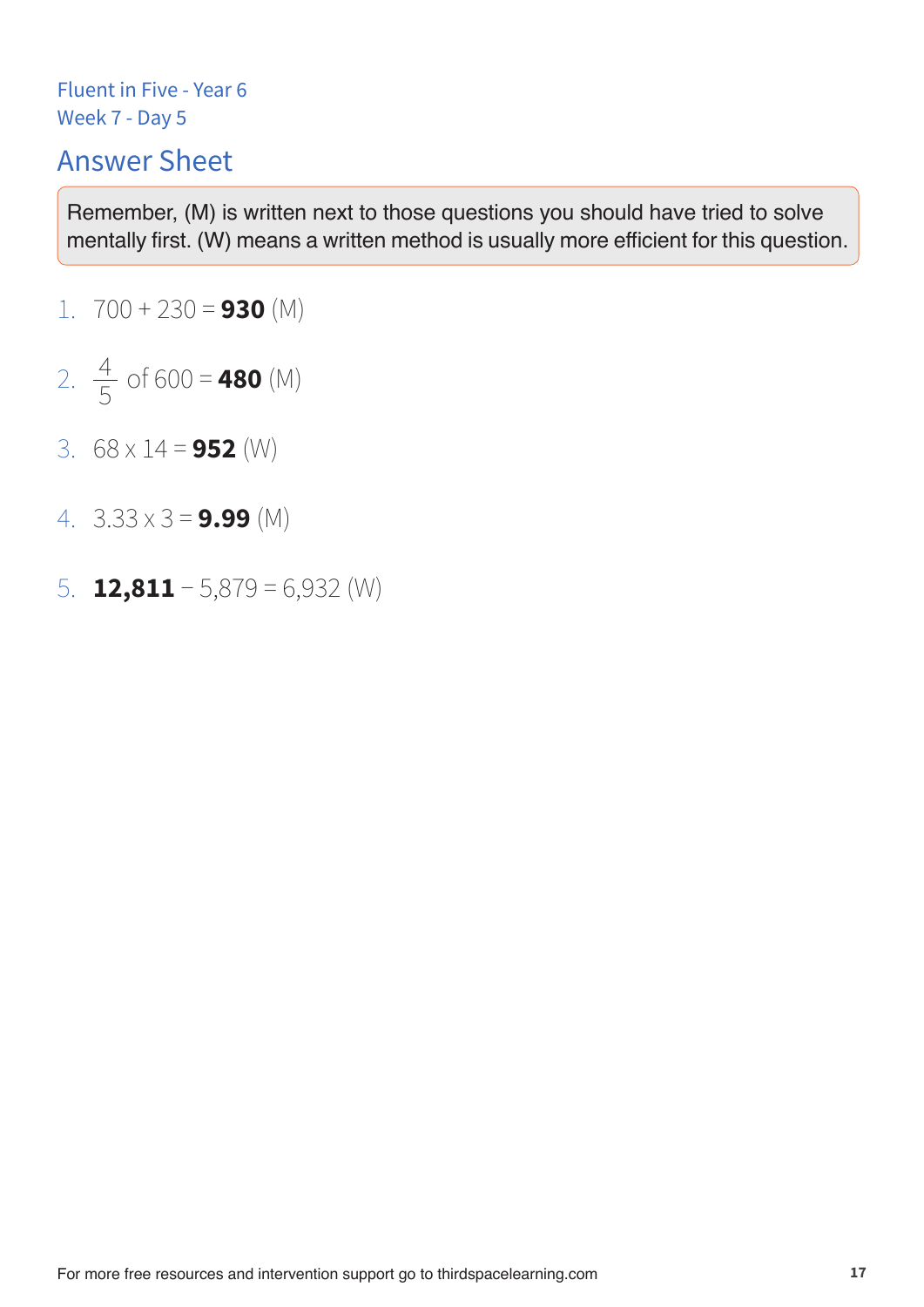Fluent in Five - Year 6
Week 7 - Day 5

## Answer Sheet

Remember, (M) is written next to those questions you should have tried to solve mentally first. (W) means a written method is usually more efficient for this question.

1. 700 + 230 = **930** (M)
2. $\frac{4}{5}$ of 600 = **480** (M)
3. 68 x 14 = **952** (W)
4. 3.33 x 3 = **9.99** (M)
5. **12,811** − 5,879 = 6,932 (W)

For more free resources and intervention support go to thirdspacelearning.com